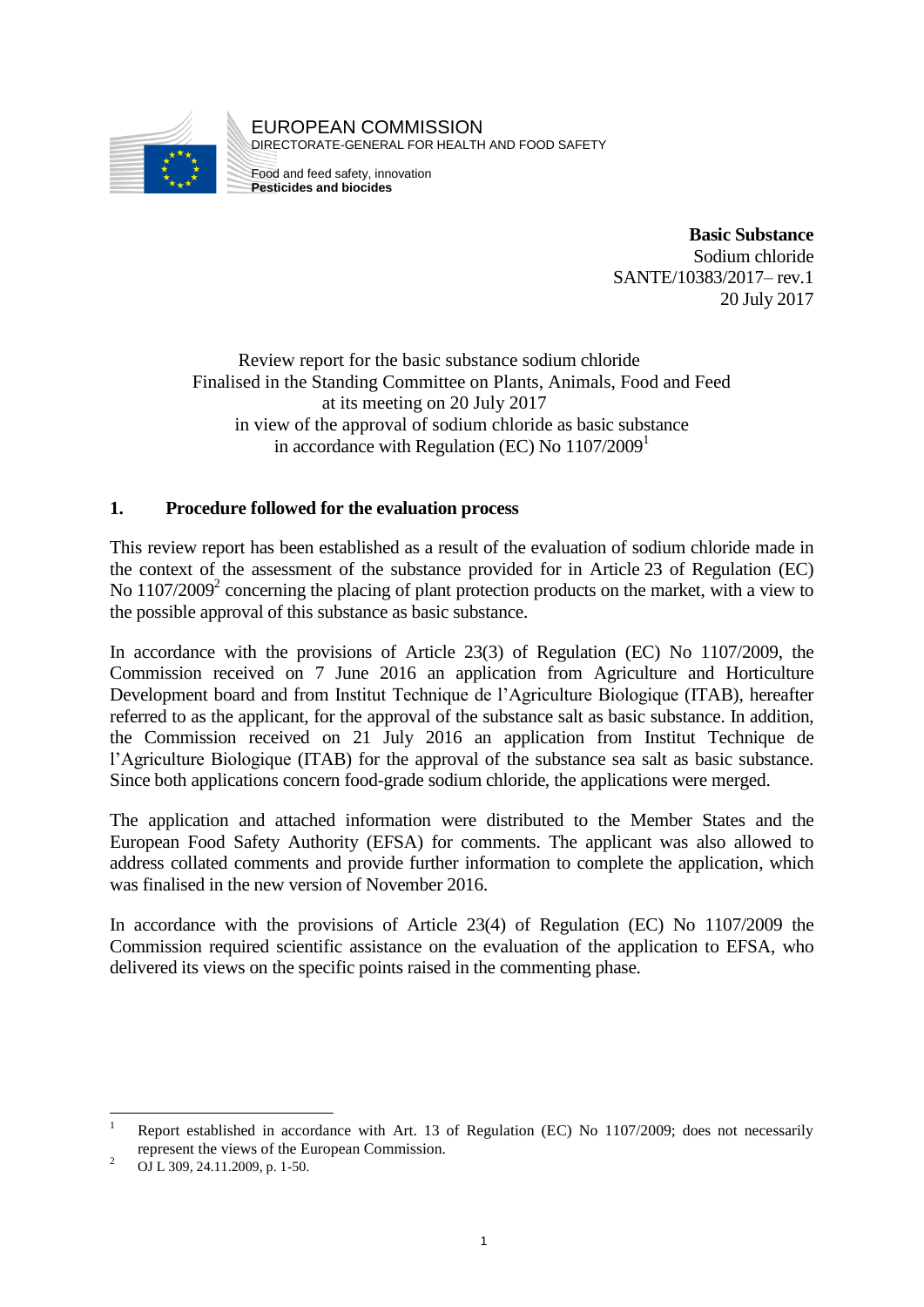EUROPEAN COMMISSION
DIRECTORATE-GENERAL FOR HEALTH AND FOOD SAFETY

Food and feed safety, innovation
**Pesticides and biocides**

**Basic Substance**
Sodium chloride
SANTE/10383/2017– rev.1
20 July 2017

Review report for the basic substance sodium chloride
Finalised in the Standing Committee on Plants, Animals, Food and Feed
at its meeting on 20 July 2017
in view of the approval of sodium chloride as basic substance
in accordance with Regulation (EC) No 1107/2009[1]

## 1. Procedure followed for the evaluation process

This review report has been established as a result of the evaluation of sodium chloride made in the context of the assessment of the substance provided for in Article 23 of Regulation (EC) No 1107/2009[2] concerning the placing of plant protection products on the market, with a view to the possible approval of this substance as basic substance.

In accordance with the provisions of Article 23(3) of Regulation (EC) No 1107/2009, the Commission received on 7 June 2016 an application from Agriculture and Horticulture Development board and from Institut Technique de l'Agriculture Biologique (ITAB), hereafter referred to as the applicant, for the approval of the substance salt as basic substance. In addition, the Commission received on 21 July 2016 an application from Institut Technique de l'Agriculture Biologique (ITAB) for the approval of the substance sea salt as basic substance. Since both applications concern food-grade sodium chloride, the applications were merged.

The application and attached information were distributed to the Member States and the European Food Safety Authority (EFSA) for comments. The applicant was also allowed to address collated comments and provide further information to complete the application, which was finalised in the new version of November 2016.

In accordance with the provisions of Article 23(4) of Regulation (EC) No 1107/2009 the Commission required scientific assistance on the evaluation of the application to EFSA, who delivered its views on the specific points raised in the commenting phase.

---

[1] Report established in accordance with Art. 13 of Regulation (EC) No 1107/2009; does not necessarily represent the views of the European Commission.

[2] OJ L 309, 24.11.2009, p. 1-50.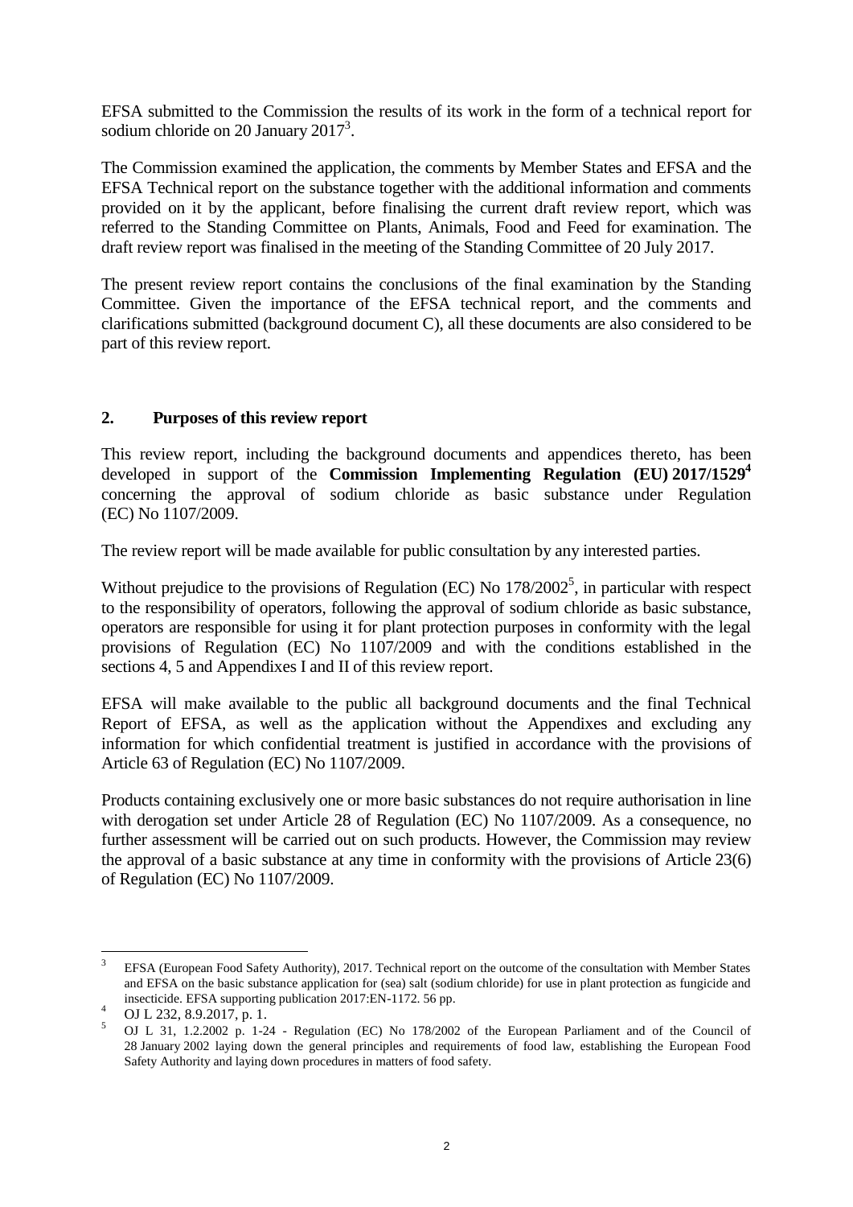EFSA submitted to the Commission the results of its work in the form of a technical report for sodium chloride on 20 January 2017[3].

The Commission examined the application, the comments by Member States and EFSA and the EFSA Technical report on the substance together with the additional information and comments provided on it by the applicant, before finalising the current draft review report, which was referred to the Standing Committee on Plants, Animals, Food and Feed for examination. The draft review report was finalised in the meeting of the Standing Committee of 20 July 2017.

The present review report contains the conclusions of the final examination by the Standing Committee. Given the importance of the EFSA technical report, and the comments and clarifications submitted (background document C), all these documents are also considered to be part of this review report.

## 2. Purposes of this review report

This review report, including the background documents and appendices thereto, has been developed in support of the **Commission Implementing Regulation (EU) 2017/1529**[4] concerning the approval of sodium chloride as basic substance under Regulation (EC) No 1107/2009.

The review report will be made available for public consultation by any interested parties.

Without prejudice to the provisions of Regulation (EC) No 178/2002[5], in particular with respect to the responsibility of operators, following the approval of sodium chloride as basic substance, operators are responsible for using it for plant protection purposes in conformity with the legal provisions of Regulation (EC) No 1107/2009 and with the conditions established in the sections 4, 5 and Appendixes I and II of this review report.

EFSA will make available to the public all background documents and the final Technical Report of EFSA, as well as the application without the Appendixes and excluding any information for which confidential treatment is justified in accordance with the provisions of Article 63 of Regulation (EC) No 1107/2009.

Products containing exclusively one or more basic substances do not require authorisation in line with derogation set under Article 28 of Regulation (EC) No 1107/2009. As a consequence, no further assessment will be carried out on such products. However, the Commission may review the approval of a basic substance at any time in conformity with the provisions of Article 23(6) of Regulation (EC) No 1107/2009.

---

[3] EFSA (European Food Safety Authority), 2017. Technical report on the outcome of the consultation with Member States and EFSA on the basic substance application for (sea) salt (sodium chloride) for use in plant protection as fungicide and insecticide. EFSA supporting publication 2017:EN-1172. 56 pp.

[4] OJ L 232, 8.9.2017, p. 1.

[5] OJ L 31, 1.2.2002 p. 1-24 - Regulation (EC) No 178/2002 of the European Parliament and of the Council of 28 January 2002 laying down the general principles and requirements of food law, establishing the European Food Safety Authority and laying down procedures in matters of food safety.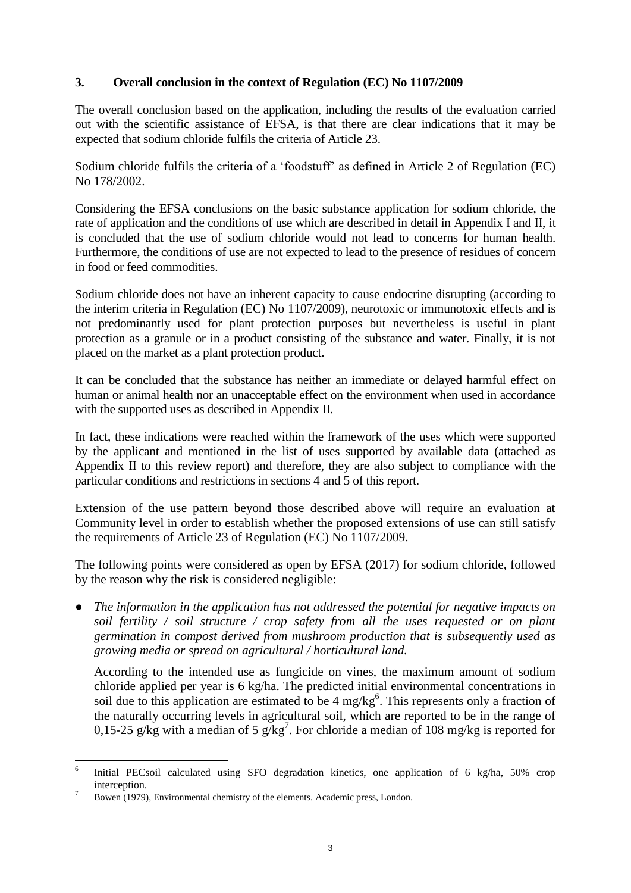## 3. Overall conclusion in the context of Regulation (EC) No 1107/2009

The overall conclusion based on the application, including the results of the evaluation carried out with the scientific assistance of EFSA, is that there are clear indications that it may be expected that sodium chloride fulfils the criteria of Article 23.

Sodium chloride fulfils the criteria of a 'foodstuff' as defined in Article 2 of Regulation (EC) No 178/2002.

Considering the EFSA conclusions on the basic substance application for sodium chloride, the rate of application and the conditions of use which are described in detail in Appendix I and II, it is concluded that the use of sodium chloride would not lead to concerns for human health. Furthermore, the conditions of use are not expected to lead to the presence of residues of concern in food or feed commodities.

Sodium chloride does not have an inherent capacity to cause endocrine disrupting (according to the interim criteria in Regulation (EC) No 1107/2009), neurotoxic or immunotoxic effects and is not predominantly used for plant protection purposes but nevertheless is useful in plant protection as a granule or in a product consisting of the substance and water. Finally, it is not placed on the market as a plant protection product.

It can be concluded that the substance has neither an immediate or delayed harmful effect on human or animal health nor an unacceptable effect on the environment when used in accordance with the supported uses as described in Appendix II.

In fact, these indications were reached within the framework of the uses which were supported by the applicant and mentioned in the list of uses supported by available data (attached as Appendix II to this review report) and therefore, they are also subject to compliance with the particular conditions and restrictions in sections 4 and 5 of this report.

Extension of the use pattern beyond those described above will require an evaluation at Community level in order to establish whether the proposed extensions of use can still satisfy the requirements of Article 23 of Regulation (EC) No 1107/2009.

The following points were considered as open by EFSA (2017) for sodium chloride, followed by the reason why the risk is considered negligible:

- *The information in the application has not addressed the potential for negative impacts on soil fertility / soil structure / crop safety from all the uses requested or on plant germination in compost derived from mushroom production that is subsequently used as growing media or spread on agricultural / horticultural land.*

  According to the intended use as fungicide on vines, the maximum amount of sodium chloride applied per year is 6 kg/ha. The predicted initial environmental concentrations in soil due to this application are estimated to be 4 mg/kg[6]. This represents only a fraction of the naturally occurring levels in agricultural soil, which are reported to be in the range of 0,15-25 g/kg with a median of 5 g/kg[7]. For chloride a median of 108 mg/kg is reported for

---

[6] Initial PECsoil calculated using SFO degradation kinetics, one application of 6 kg/ha, 50% crop interception.

[7] Bowen (1979), Environmental chemistry of the elements. Academic press, London.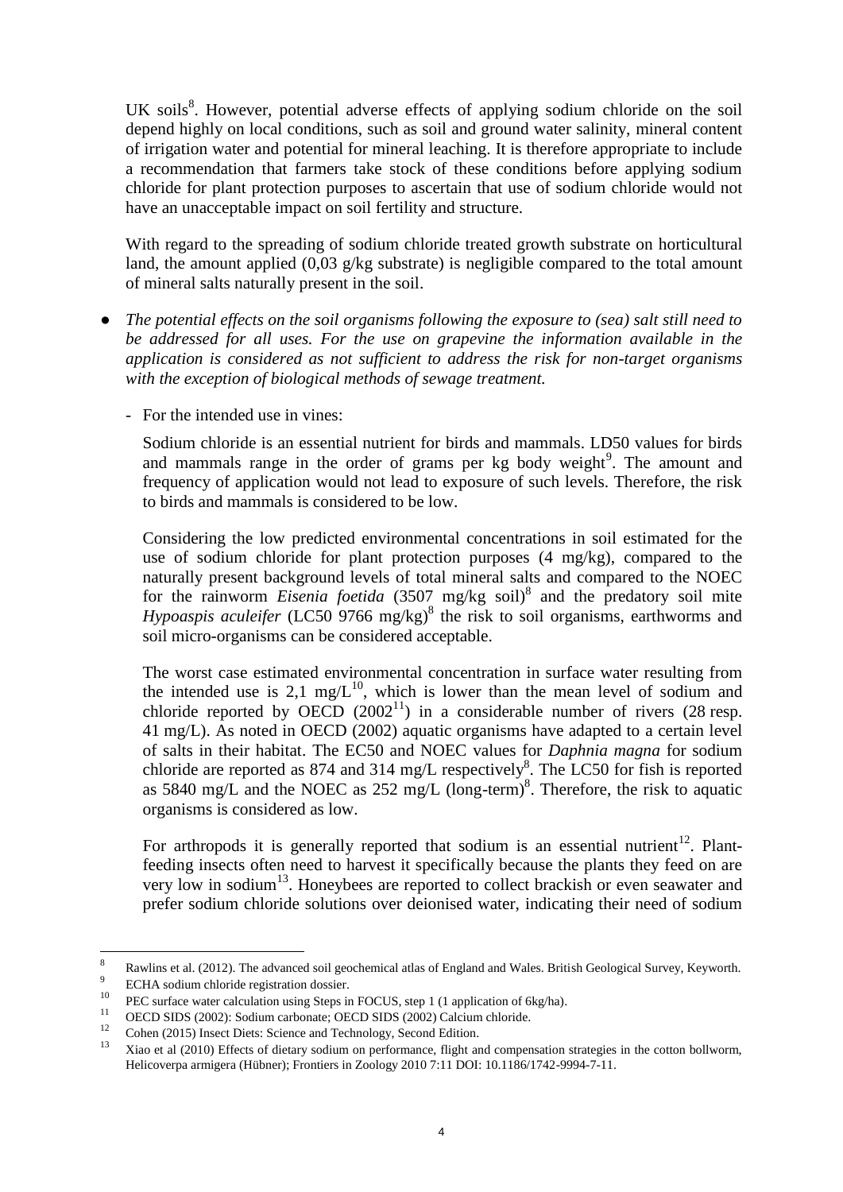UK soils[8]. However, potential adverse effects of applying sodium chloride on the soil depend highly on local conditions, such as soil and ground water salinity, mineral content of irrigation water and potential for mineral leaching. It is therefore appropriate to include a recommendation that farmers take stock of these conditions before applying sodium chloride for plant protection purposes to ascertain that use of sodium chloride would not have an unacceptable impact on soil fertility and structure.

With regard to the spreading of sodium chloride treated growth substrate on horticultural land, the amount applied (0,03 g/kg substrate) is negligible compared to the total amount of mineral salts naturally present in the soil.

- *The potential effects on the soil organisms following the exposure to (sea) salt still need to be addressed for all uses. For the use on grapevine the information available in the application is considered as not sufficient to address the risk for non-target organisms with the exception of biological methods of sewage treatment.*

  - For the intended use in vines:

    Sodium chloride is an essential nutrient for birds and mammals. LD50 values for birds and mammals range in the order of grams per kg body weight[9]. The amount and frequency of application would not lead to exposure of such levels. Therefore, the risk to birds and mammals is considered to be low.

    Considering the low predicted environmental concentrations in soil estimated for the use of sodium chloride for plant protection purposes (4 mg/kg), compared to the naturally present background levels of total mineral salts and compared to the NOEC for the rainworm *Eisenia foetida* (3507 mg/kg soil)[8] and the predatory soil mite *Hypoaspis aculeifer* (LC50 9766 mg/kg)[8] the risk to soil organisms, earthworms and soil micro-organisms can be considered acceptable.

    The worst case estimated environmental concentration in surface water resulting from the intended use is 2,1 mg/L[10], which is lower than the mean level of sodium and chloride reported by OECD (2002[11]) in a considerable number of rivers (28 resp. 41 mg/L). As noted in OECD (2002) aquatic organisms have adapted to a certain level of salts in their habitat. The EC50 and NOEC values for *Daphnia magna* for sodium chloride are reported as 874 and 314 mg/L respectively[8]. The LC50 for fish is reported as 5840 mg/L and the NOEC as 252 mg/L (long-term)[8]. Therefore, the risk to aquatic organisms is considered as low.

    For arthropods it is generally reported that sodium is an essential nutrient[12]. Plant-feeding insects often need to harvest it specifically because the plants they feed on are very low in sodium[13]. Honeybees are reported to collect brackish or even seawater and prefer sodium chloride solutions over deionised water, indicating their need of sodium

---

[8] Rawlins et al. (2012). The advanced soil geochemical atlas of England and Wales. British Geological Survey, Keyworth.

[9] ECHA sodium chloride registration dossier.

[10] PEC surface water calculation using Steps in FOCUS, step 1 (1 application of 6kg/ha).

[11] OECD SIDS (2002): Sodium carbonate; OECD SIDS (2002) Calcium chloride.

[12] Cohen (2015) Insect Diets: Science and Technology, Second Edition.

[13] Xiao et al (2010) Effects of dietary sodium on performance, flight and compensation strategies in the cotton bollworm, Helicoverpa armigera (Hübner); Frontiers in Zoology 2010 7:11 DOI: 10.1186/1742-9994-7-11.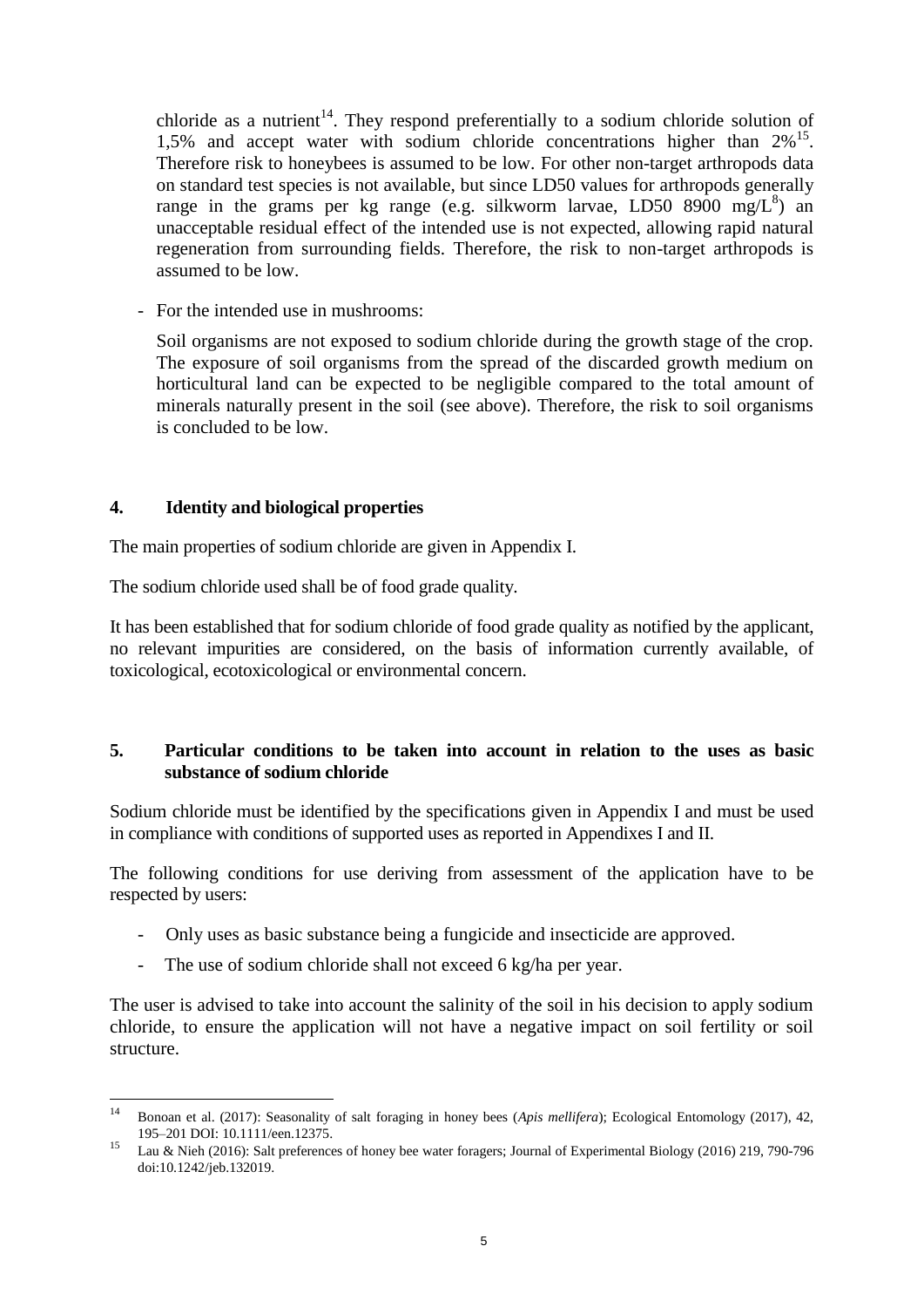chloride as a nutrient[14]. They respond preferentially to a sodium chloride solution of 1,5% and accept water with sodium chloride concentrations higher than 2%[15]. Therefore risk to honeybees is assumed to be low. For other non-target arthropods data on standard test species is not available, but since LD50 values for arthropods generally range in the grams per kg range (e.g. silkworm larvae, LD50 8900 mg/L[8]) an unacceptable residual effect of the intended use is not expected, allowing rapid natural regeneration from surrounding fields. Therefore, the risk to non-target arthropods is assumed to be low.

- For the intended use in mushrooms:

  Soil organisms are not exposed to sodium chloride during the growth stage of the crop. The exposure of soil organisms from the spread of the discarded growth medium on horticultural land can be expected to be negligible compared to the total amount of minerals naturally present in the soil (see above). Therefore, the risk to soil organisms is concluded to be low.

## 4. Identity and biological properties

The main properties of sodium chloride are given in Appendix I.

The sodium chloride used shall be of food grade quality.

It has been established that for sodium chloride of food grade quality as notified by the applicant, no relevant impurities are considered, on the basis of information currently available, of toxicological, ecotoxicological or environmental concern.

## 5. Particular conditions to be taken into account in relation to the uses as basic substance of sodium chloride

Sodium chloride must be identified by the specifications given in Appendix I and must be used in compliance with conditions of supported uses as reported in Appendixes I and II.

The following conditions for use deriving from assessment of the application have to be respected by users:

- Only uses as basic substance being a fungicide and insecticide are approved.
- The use of sodium chloride shall not exceed 6 kg/ha per year.

The user is advised to take into account the salinity of the soil in his decision to apply sodium chloride, to ensure the application will not have a negative impact on soil fertility or soil structure.

---

[14] Bonoan et al. (2017): Seasonality of salt foraging in honey bees (*Apis mellifera*); Ecological Entomology (2017), 42, 195–201 DOI: 10.1111/een.12375.

[15] Lau & Nieh (2016): Salt preferences of honey bee water foragers; Journal of Experimental Biology (2016) 219, 790-796 doi:10.1242/jeb.132019.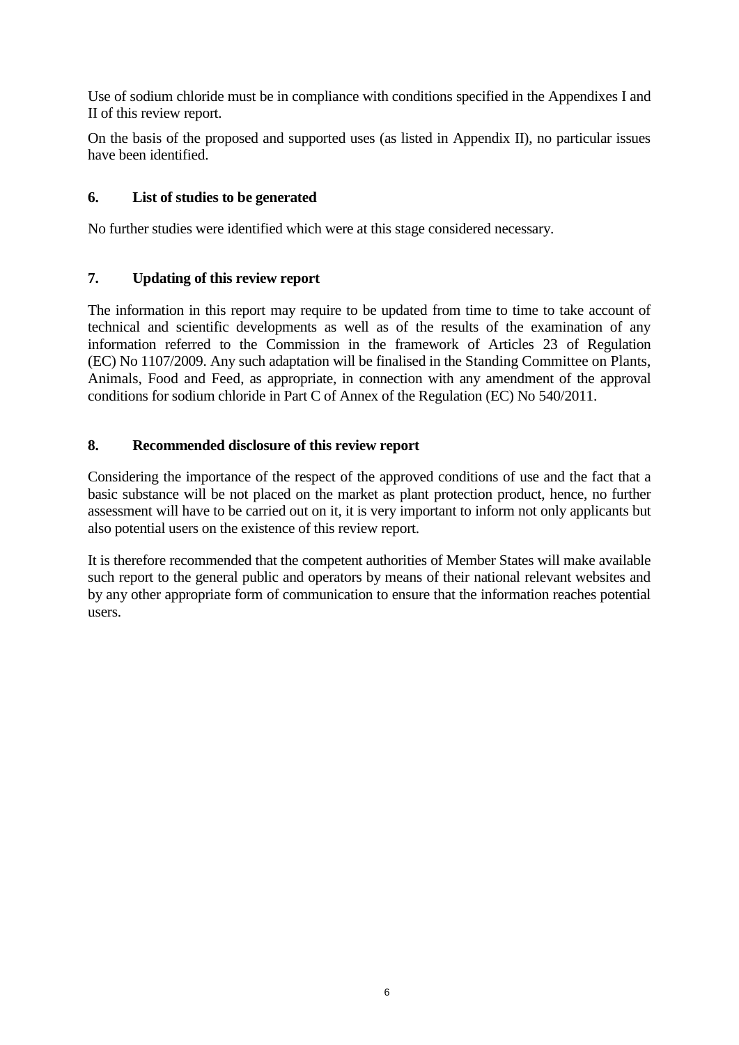Use of sodium chloride must be in compliance with conditions specified in the Appendixes I and II of this review report.

On the basis of the proposed and supported uses (as listed in Appendix II), no particular issues have been identified.

## 6. List of studies to be generated

No further studies were identified which were at this stage considered necessary.

## 7. Updating of this review report

The information in this report may require to be updated from time to time to take account of technical and scientific developments as well as of the results of the examination of any information referred to the Commission in the framework of Articles 23 of Regulation (EC) No 1107/2009. Any such adaptation will be finalised in the Standing Committee on Plants, Animals, Food and Feed, as appropriate, in connection with any amendment of the approval conditions for sodium chloride in Part C of Annex of the Regulation (EC) No 540/2011.

## 8. Recommended disclosure of this review report

Considering the importance of the respect of the approved conditions of use and the fact that a basic substance will be not placed on the market as plant protection product, hence, no further assessment will have to be carried out on it, it is very important to inform not only applicants but also potential users on the existence of this review report.

It is therefore recommended that the competent authorities of Member States will make available such report to the general public and operators by means of their national relevant websites and by any other appropriate form of communication to ensure that the information reaches potential users.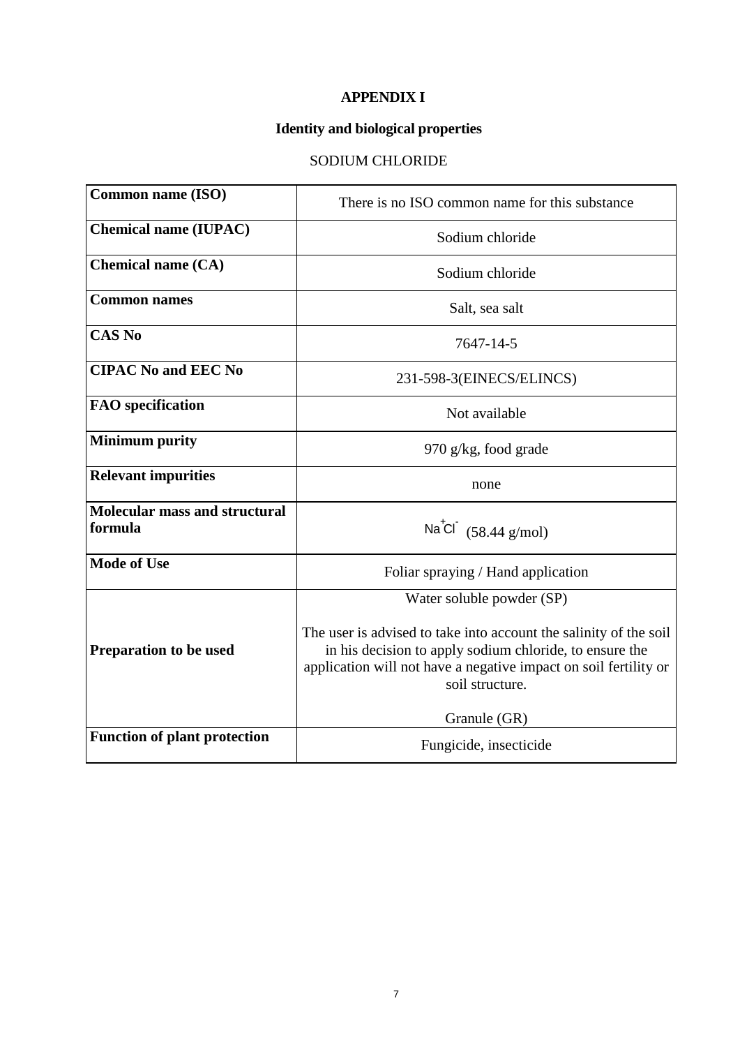# APPENDIX I

## Identity and biological properties

SODIUM CHLORIDE

| | |
|---|---|
| **Common name (ISO)** | There is no ISO common name for this substance |
| **Chemical name (IUPAC)** | Sodium chloride |
| **Chemical name (CA)** | Sodium chloride |
| **Common names** | Salt, sea salt |
| **CAS No** | 7647-14-5 |
| **CIPAC No and EEC No** | 231-598-3(EINECS/ELINCS) |
| **FAO specification** | Not available |
| **Minimum purity** | 970 g/kg, food grade |
| **Relevant impurities** | none |
| **Molecular mass and structural formula** | $Na^{+}Cl^{-}$ (58.44 g/mol) |
| **Mode of Use** | Foliar spraying / Hand application |
| **Preparation to be used** | Water soluble powder (SP)<br><br>The user is advised to take into account the salinity of the soil in his decision to apply sodium chloride, to ensure the application will not have a negative impact on soil fertility or soil structure.<br><br>Granule (GR) |
| **Function of plant protection** | Fungicide, insecticide |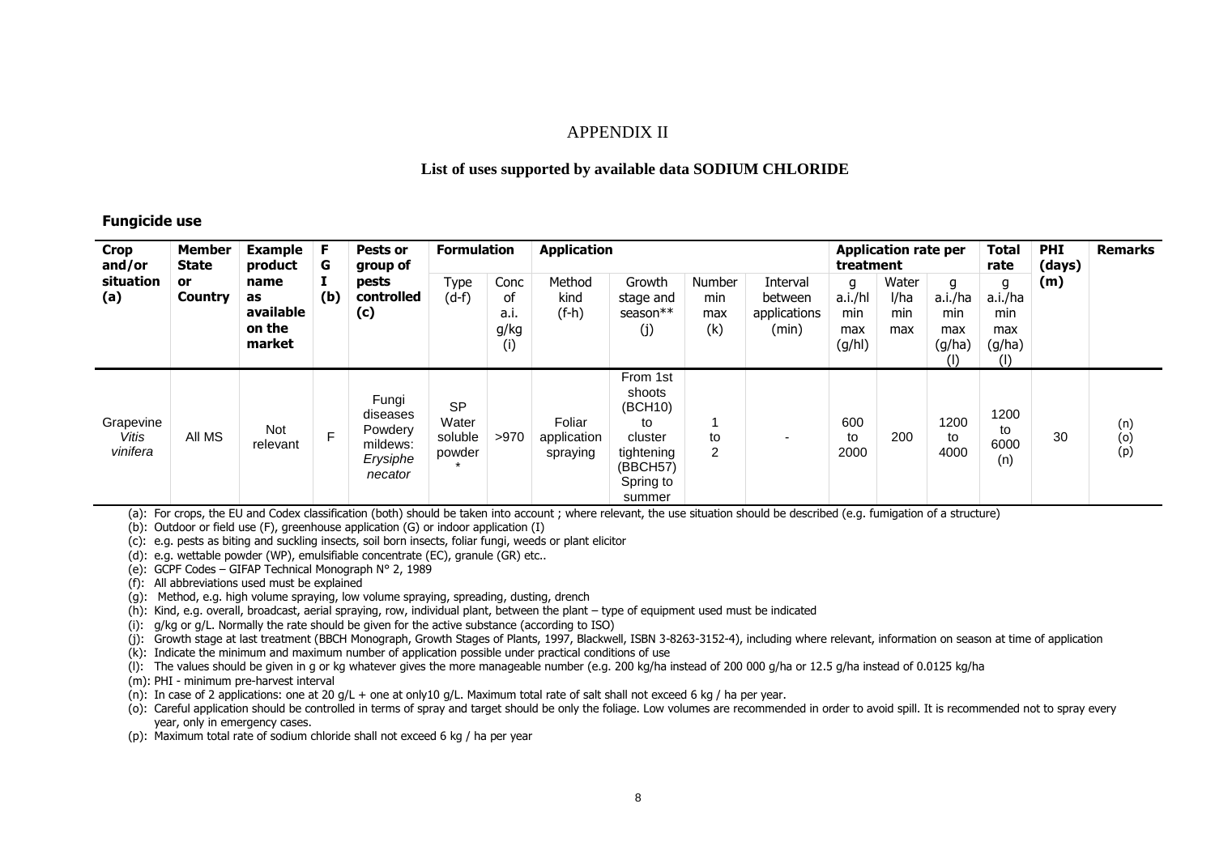# APPENDIX II

## List of uses supported by available data SODIUM CHLORIDE

### Fungicide use

| Crop and/or situation (a) | Member State or Country | Example product name as available on the market | F G I (b) | Pests or group of pests controlled (c) | Formulation | | Application | | | | Application rate per treatment | | | Total rate | PHI (days) (m) | Remarks |
|---|---|---|---|---|---|---|---|---|---|---|---|---|---|---|---|---|
| | | | | | Type (d-f) | Conc of a.i. g/kg (i) | Method kind (f-h) | Growth stage and season** (j) | Number min max (k) | Interval between applications (min) | g a.i./hl min max (g/hl) | Water l/ha min max | g a.i./ha min max (g/ha) (l) | g a.i./ha min max (g/ha) (l) | | |
| Grapevine *Vitis vinifera* | All MS | Not relevant | F | Fungi diseases Powdery mildews: *Erysiphe necator* | SP Water soluble powder * | >970 | Foliar application spraying | From 1st shoots (BCH10) to cluster tightening (BBCH57) Spring to summer | 1 to 2 | - | 600 to 2000 | 200 | 1200 to 4000 | 1200 to 6000 (n) | 30 | (n) (o) (p) |

(a): For crops, the EU and Codex classification (both) should be taken into account ; where relevant, the use situation should be described (e.g. fumigation of a structure)
(b): Outdoor or field use (F), greenhouse application (G) or indoor application (I)
(c): e.g. pests as biting and suckling insects, soil born insects, foliar fungi, weeds or plant elicitor
(d): e.g. wettable powder (WP), emulsifiable concentrate (EC), granule (GR) etc..
(e): GCPF Codes – GIFAP Technical Monograph N° 2, 1989
(f): All abbreviations used must be explained
(g): Method, e.g. high volume spraying, low volume spraying, spreading, dusting, drench
(h): Kind, e.g. overall, broadcast, aerial spraying, row, individual plant, between the plant – type of equipment used must be indicated
(i): g/kg or g/L. Normally the rate should be given for the active substance (according to ISO)
(j): Growth stage at last treatment (BBCH Monograph, Growth Stages of Plants, 1997, Blackwell, ISBN 3-8263-3152-4), including where relevant, information on season at time of application
(k): Indicate the minimum and maximum number of application possible under practical conditions of use
(l): The values should be given in g or kg whatever gives the more manageable number (e.g. 200 kg/ha instead of 200 000 g/ha or 12.5 g/ha instead of 0.0125 kg/ha
(m): PHI - minimum pre-harvest interval
(n): In case of 2 applications: one at 20 g/L + one at only10 g/L. Maximum total rate of salt shall not exceed 6 kg / ha per year.
(o): Careful application should be controlled in terms of spray and target should be only the foliage. Low volumes are recommended in order to avoid spill. It is recommended not to spray every year, only in emergency cases.
(p): Maximum total rate of sodium chloride shall not exceed 6 kg / ha per year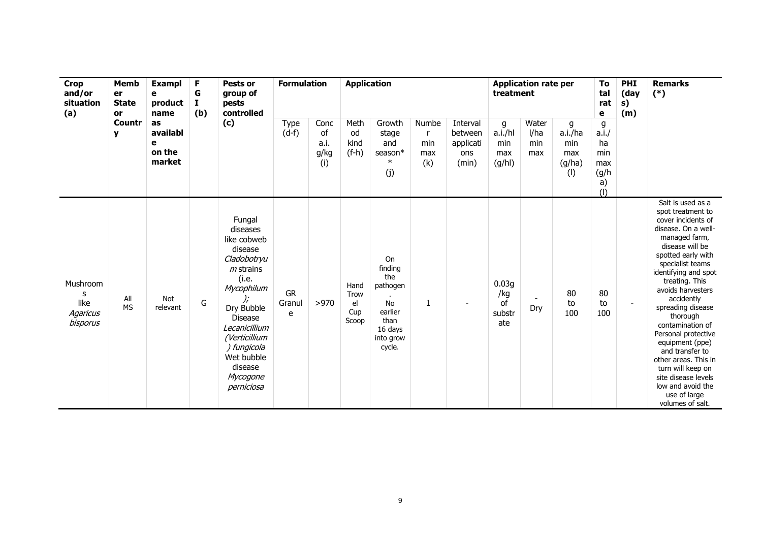| Crop and/or situation (a) | Member State or Country | Example product name as available on the market | F G I (b) | Pests or group of pests controlled (c) | Formulation | | Application | | | | Application rate per treatment | | | Total rate | PHI (days) (m) | Remarks (*) |
|---|---|---|---|---|---|---|---|---|---|---|---|---|---|---|---|---|
| | | | | | Type (d-f) | Conc of a.i. g/kg (i) | Method kind (f-h) | Growth stage and season** (j) | Number min max (k) | Interval between applications (min) | g a.i./hl min max (g/hl) | Water l/ha min max | g a.i./ha min max (g/ha) (l) | g a.i./ha min max (g/ha) (l) | | |
| Mushrooms like *Agaricus bisporus* | All MS | Not relevant | G | Fungal diseases like cobweb disease *Cladobotryum* strains (i.e. *Mycophilum*); Dry Bubble Disease *Lecanicillium (Verticillium) fungicola* Wet bubble disease *Mycogone perniciosa* | GR Granule | >970 | Hand Trowel Cup Scoop | On finding the pathogen. No earlier than 16 days into grow cycle. | 1 | - | 0.03g /kg of substrate | - Dry | 80 to 100 | 80 to 100 | - | Salt is used as a spot treatment to cover incidents of disease. On a well-managed farm, disease will be spotted early with specialist teams identifying and spot treating. This avoids harvesters accidently spreading disease thorough contamination of Personal protective equipment (ppe) and transfer to other areas. This in turn will keep on site disease levels low and avoid the use of large volumes of salt. |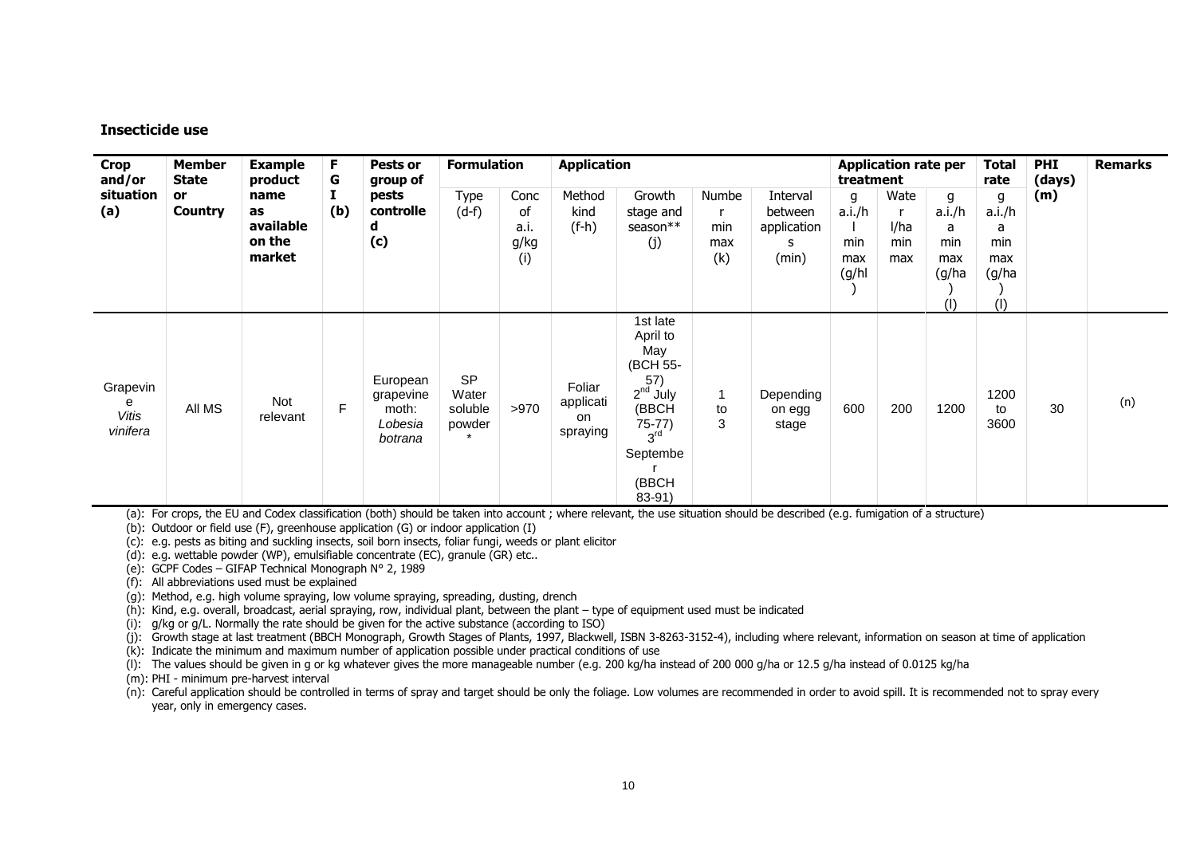### Insecticide use

| Crop and/or situation (a) | Member State or Country | Example product name as available on the market | F G I (b) | Pests or group of pests controlled (c) | Formulation | | Application | | | | Application rate per treatment | | | Total rate | PHI (days) (m) | Remarks |
|---|---|---|---|---|---|---|---|---|---|---|---|---|---|---|---|---|
| | | | | | Type (d-f) | Conc of a.i. g/kg (i) | Method kind (f-h) | Growth stage and season** (j) | Number min max (k) | Interval between applications (min) | g a.i./hl min max (g/hl) | Water l/ha min max | g a.i./ha min max (g/ha) (l) | g a.i./ha min max (g/ha) (l) | | |
| Grapevine *Vitis vinifera* | All MS | Not relevant | F | European grapevine moth: *Lobesia botrana* | SP Water soluble powder * | >970 | Foliar application spraying | 1st late April to May (BCH 55-57) 2nd July (BBCH 75-77) 3rd September (BBCH 83-91) | 1 to 3 | Depending on egg stage | 600 | 200 | 1200 | 1200 to 3600 | 30 | (n) |

(a): For crops, the EU and Codex classification (both) should be taken into account ; where relevant, the use situation should be described (e.g. fumigation of a structure)
(b): Outdoor or field use (F), greenhouse application (G) or indoor application (I)
(c): e.g. pests as biting and suckling insects, soil born insects, foliar fungi, weeds or plant elicitor
(d): e.g. wettable powder (WP), emulsifiable concentrate (EC), granule (GR) etc..
(e): GCPF Codes – GIFAP Technical Monograph N° 2, 1989
(f): All abbreviations used must be explained
(g): Method, e.g. high volume spraying, low volume spraying, spreading, dusting, drench
(h): Kind, e.g. overall, broadcast, aerial spraying, row, individual plant, between the plant – type of equipment used must be indicated
(i): g/kg or g/L. Normally the rate should be given for the active substance (according to ISO)
(j): Growth stage at last treatment (BBCH Monograph, Growth Stages of Plants, 1997, Blackwell, ISBN 3-8263-3152-4), including where relevant, information on season at time of application
(k): Indicate the minimum and maximum number of application possible under practical conditions of use
(l): The values should be given in g or kg whatever gives the more manageable number (e.g. 200 kg/ha instead of 200 000 g/ha or 12.5 g/ha instead of 0.0125 kg/ha
(m): PHI - minimum pre-harvest interval
(n): Careful application should be controlled in terms of spray and target should be only the foliage. Low volumes are recommended in order to avoid spill. It is recommended not to spray every year, only in emergency cases.